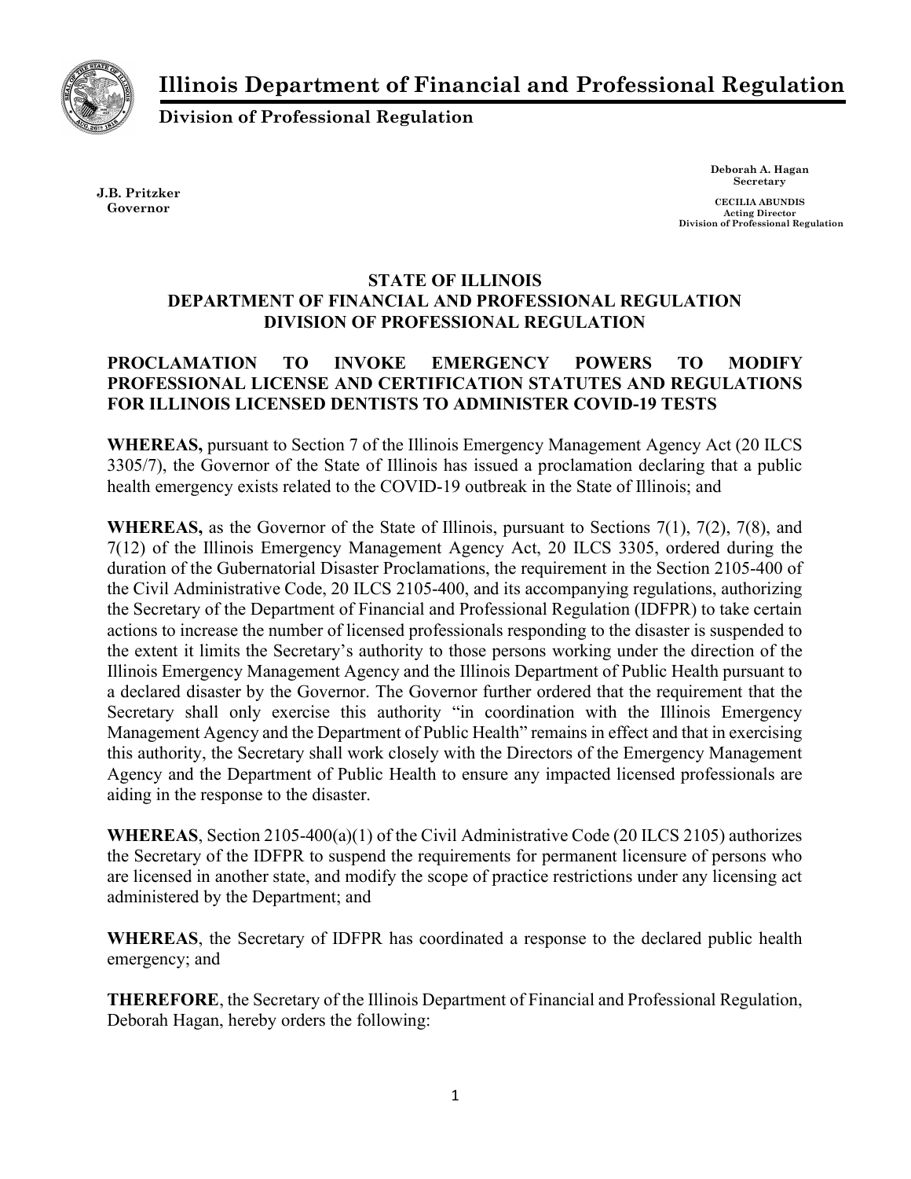# Illinois Department of Financial and Professional Regulation

**Division of Professional Regulation**

**J.B. Pritzker**
**Governor**

**Deborah A. Hagan**
**Secretary**

**CECILIA ABUNDIS**
**Acting Director**
**Division of Professional Regulation**

## STATE OF ILLINOIS
## DEPARTMENT OF FINANCIAL AND PROFESSIONAL REGULATION
## DIVISION OF PROFESSIONAL REGULATION

### PROCLAMATION TO INVOKE EMERGENCY POWERS TO MODIFY PROFESSIONAL LICENSE AND CERTIFICATION STATUTES AND REGULATIONS FOR ILLINOIS LICENSED DENTISTS TO ADMINISTER COVID-19 TESTS

**WHEREAS,** pursuant to Section 7 of the Illinois Emergency Management Agency Act (20 ILCS 3305/7), the Governor of the State of Illinois has issued a proclamation declaring that a public health emergency exists related to the COVID-19 outbreak in the State of Illinois; and

**WHEREAS,** as the Governor of the State of Illinois, pursuant to Sections 7(1), 7(2), 7(8), and 7(12) of the Illinois Emergency Management Agency Act, 20 ILCS 3305, ordered during the duration of the Gubernatorial Disaster Proclamations, the requirement in the Section 2105-400 of the Civil Administrative Code, 20 ILCS 2105-400, and its accompanying regulations, authorizing the Secretary of the Department of Financial and Professional Regulation (IDFPR) to take certain actions to increase the number of licensed professionals responding to the disaster is suspended to the extent it limits the Secretary's authority to those persons working under the direction of the Illinois Emergency Management Agency and the Illinois Department of Public Health pursuant to a declared disaster by the Governor. The Governor further ordered that the requirement that the Secretary shall only exercise this authority "in coordination with the Illinois Emergency Management Agency and the Department of Public Health" remains in effect and that in exercising this authority, the Secretary shall work closely with the Directors of the Emergency Management Agency and the Department of Public Health to ensure any impacted licensed professionals are aiding in the response to the disaster.

**WHEREAS**, Section 2105-400(a)(1) of the Civil Administrative Code (20 ILCS 2105) authorizes the Secretary of the IDFPR to suspend the requirements for permanent licensure of persons who are licensed in another state, and modify the scope of practice restrictions under any licensing act administered by the Department; and

**WHEREAS**, the Secretary of IDFPR has coordinated a response to the declared public health emergency; and

**THEREFORE**, the Secretary of the Illinois Department of Financial and Professional Regulation, Deborah Hagan, hereby orders the following: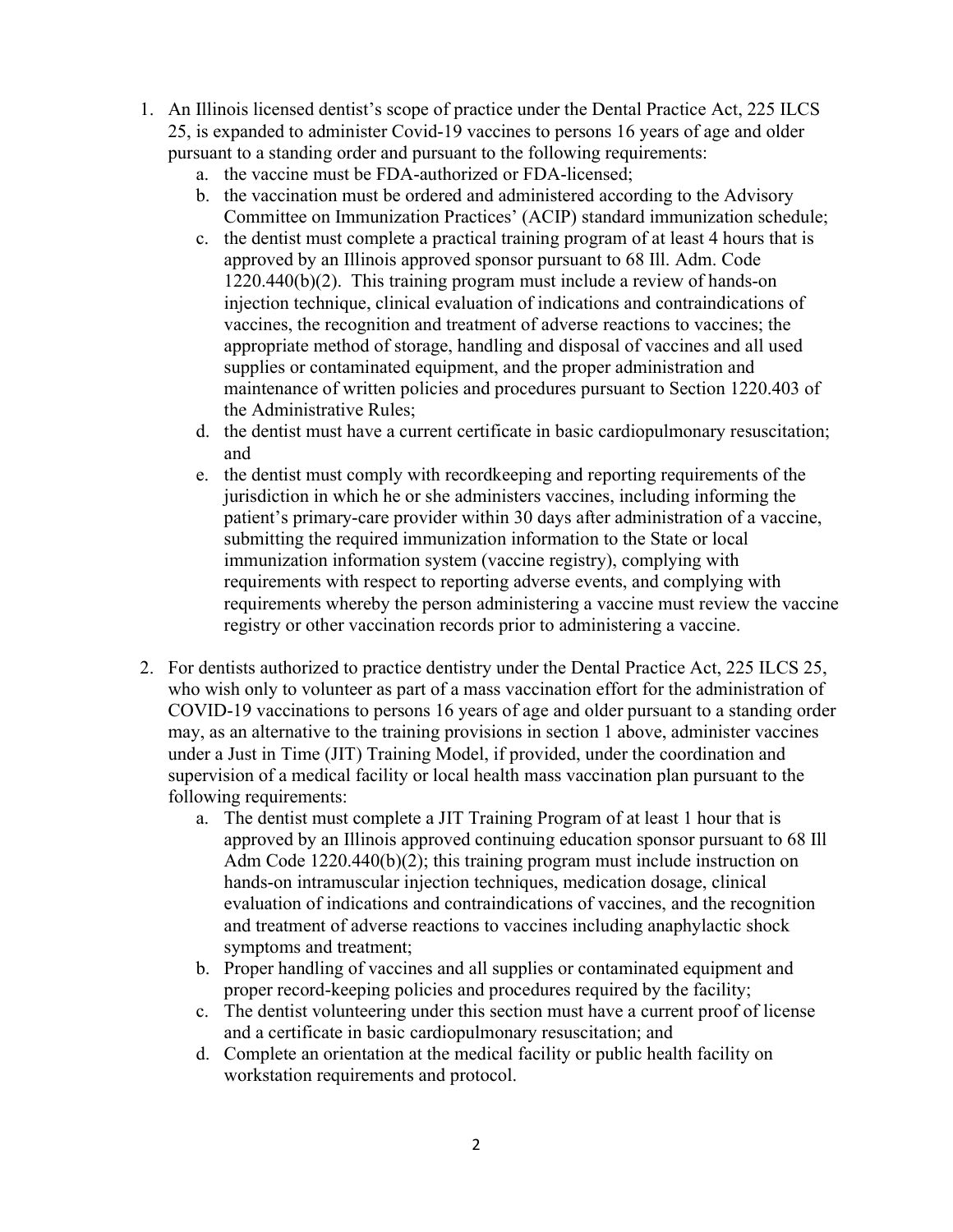1. An Illinois licensed dentist's scope of practice under the Dental Practice Act, 225 ILCS 25, is expanded to administer Covid-19 vaccines to persons 16 years of age and older pursuant to a standing order and pursuant to the following requirements:
   a. the vaccine must be FDA-authorized or FDA-licensed;
   b. the vaccination must be ordered and administered according to the Advisory Committee on Immunization Practices' (ACIP) standard immunization schedule;
   c. the dentist must complete a practical training program of at least 4 hours that is approved by an Illinois approved sponsor pursuant to 68 Ill. Adm. Code 1220.440(b)(2). This training program must include a review of hands-on injection technique, clinical evaluation of indications and contraindications of vaccines, the recognition and treatment of adverse reactions to vaccines; the appropriate method of storage, handling and disposal of vaccines and all used supplies or contaminated equipment, and the proper administration and maintenance of written policies and procedures pursuant to Section 1220.403 of the Administrative Rules;
   d. the dentist must have a current certificate in basic cardiopulmonary resuscitation; and
   e. the dentist must comply with recordkeeping and reporting requirements of the jurisdiction in which he or she administers vaccines, including informing the patient's primary-care provider within 30 days after administration of a vaccine, submitting the required immunization information to the State or local immunization information system (vaccine registry), complying with requirements with respect to reporting adverse events, and complying with requirements whereby the person administering a vaccine must review the vaccine registry or other vaccination records prior to administering a vaccine.

2. For dentists authorized to practice dentistry under the Dental Practice Act, 225 ILCS 25, who wish only to volunteer as part of a mass vaccination effort for the administration of COVID-19 vaccinations to persons 16 years of age and older pursuant to a standing order may, as an alternative to the training provisions in section 1 above, administer vaccines under a Just in Time (JIT) Training Model, if provided, under the coordination and supervision of a medical facility or local health mass vaccination plan pursuant to the following requirements:
   a. The dentist must complete a JIT Training Program of at least 1 hour that is approved by an Illinois approved continuing education sponsor pursuant to 68 Ill Adm Code 1220.440(b)(2); this training program must include instruction on hands-on intramuscular injection techniques, medication dosage, clinical evaluation of indications and contraindications of vaccines, and the recognition and treatment of adverse reactions to vaccines including anaphylactic shock symptoms and treatment;
   b. Proper handling of vaccines and all supplies or contaminated equipment and proper record-keeping policies and procedures required by the facility;
   c. The dentist volunteering under this section must have a current proof of license and a certificate in basic cardiopulmonary resuscitation; and
   d. Complete an orientation at the medical facility or public health facility on workstation requirements and protocol.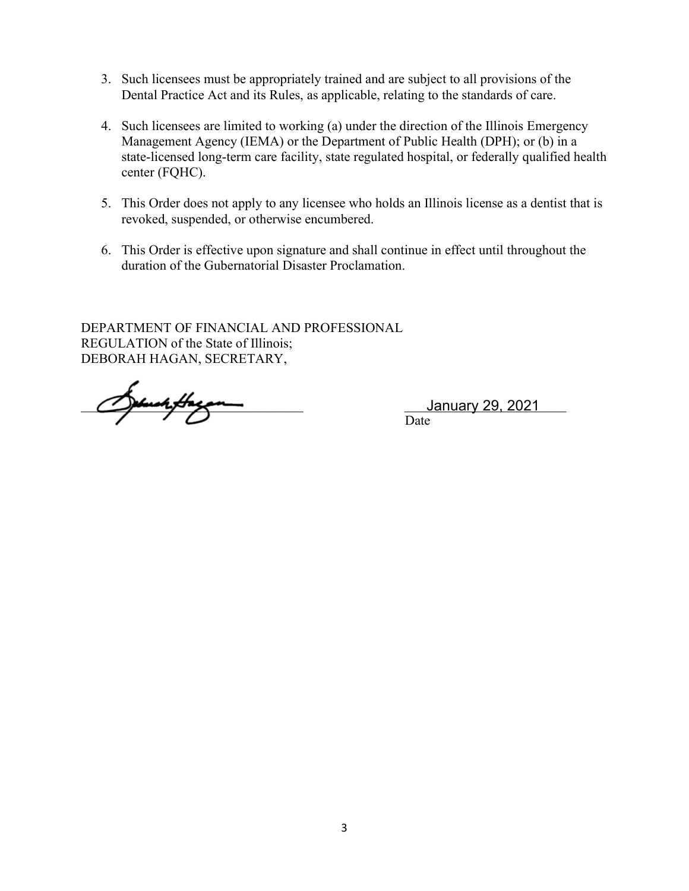3. Such licensees must be appropriately trained and are subject to all provisions of the Dental Practice Act and its Rules, as applicable, relating to the standards of care.

4. Such licensees are limited to working (a) under the direction of the Illinois Emergency Management Agency (IEMA) or the Department of Public Health (DPH); or (b) in a state-licensed long-term care facility, state regulated hospital, or federally qualified health center (FQHC).

5. This Order does not apply to any licensee who holds an Illinois license as a dentist that is revoked, suspended, or otherwise encumbered.

6. This Order is effective upon signature and shall continue in effect until throughout the duration of the Gubernatorial Disaster Proclamation.

DEPARTMENT OF FINANCIAL AND PROFESSIONAL REGULATION of the State of Illinois;
DEBORAH HAGAN, SECRETARY,

______________________________ January 29, 2021
Date